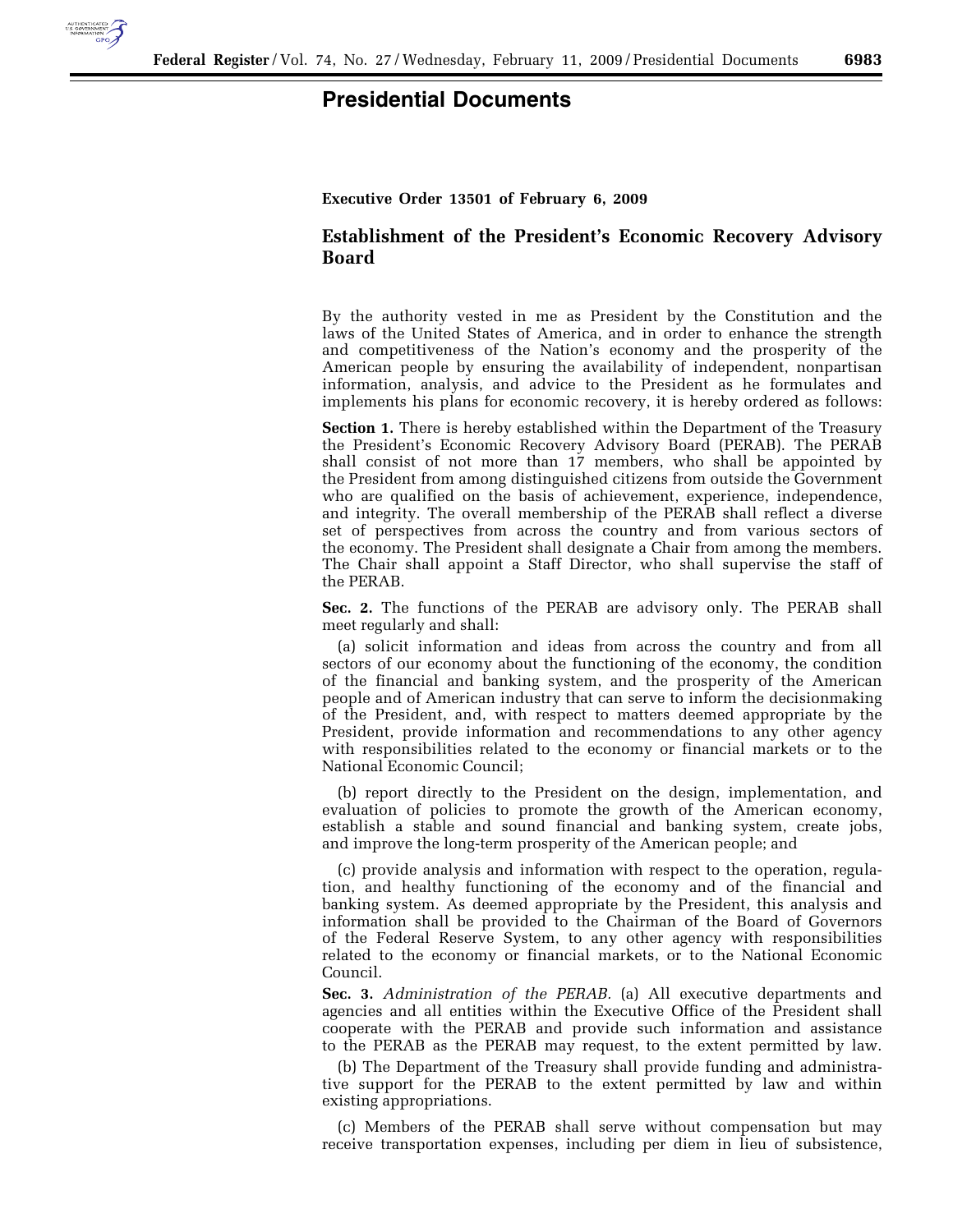# Presidential Documents

**Executive Order 13501 of February 6, 2009**

## Establishment of the President's Economic Recovery Advisory Board

By the authority vested in me as President by the Constitution and the laws of the United States of America, and in order to enhance the strength and competitiveness of the Nation's economy and the prosperity of the American people by ensuring the availability of independent, nonpartisan information, analysis, and advice to the President as he formulates and implements his plans for economic recovery, it is hereby ordered as follows:

**Section 1.** There is hereby established within the Department of the Treasury the President's Economic Recovery Advisory Board (PERAB). The PERAB shall consist of not more than 17 members, who shall be appointed by the President from among distinguished citizens from outside the Government who are qualified on the basis of achievement, experience, independence, and integrity. The overall membership of the PERAB shall reflect a diverse set of perspectives from across the country and from various sectors of the economy. The President shall designate a Chair from among the members. The Chair shall appoint a Staff Director, who shall supervise the staff of the PERAB.

**Sec. 2.** The functions of the PERAB are advisory only. The PERAB shall meet regularly and shall:

(a) solicit information and ideas from across the country and from all sectors of our economy about the functioning of the economy, the condition of the financial and banking system, and the prosperity of the American people and of American industry that can serve to inform the decisionmaking of the President, and, with respect to matters deemed appropriate by the President, provide information and recommendations to any other agency with responsibilities related to the economy or financial markets or to the National Economic Council;

(b) report directly to the President on the design, implementation, and evaluation of policies to promote the growth of the American economy, establish a stable and sound financial and banking system, create jobs, and improve the long-term prosperity of the American people; and

(c) provide analysis and information with respect to the operation, regulation, and healthy functioning of the economy and of the financial and banking system. As deemed appropriate by the President, this analysis and information shall be provided to the Chairman of the Board of Governors of the Federal Reserve System, to any other agency with responsibilities related to the economy or financial markets, or to the National Economic Council.

**Sec. 3.** *Administration of the PERAB.* (a) All executive departments and agencies and all entities within the Executive Office of the President shall cooperate with the PERAB and provide such information and assistance to the PERAB as the PERAB may request, to the extent permitted by law.

(b) The Department of the Treasury shall provide funding and administrative support for the PERAB to the extent permitted by law and within existing appropriations.

(c) Members of the PERAB shall serve without compensation but may receive transportation expenses, including per diem in lieu of subsistence,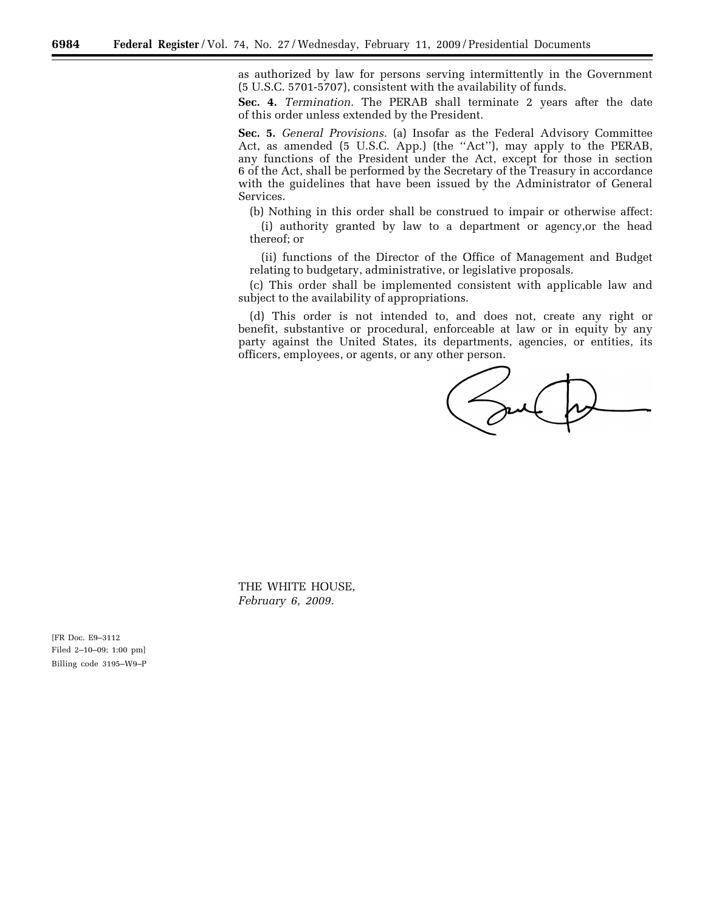as authorized by law for persons serving intermittently in the Government (5 U.S.C. 5701-5707), consistent with the availability of funds.

**Sec. 4.** *Termination.* The PERAB shall terminate 2 years after the date of this order unless extended by the President.

**Sec. 5.** *General Provisions.* (a) Insofar as the Federal Advisory Committee Act, as amended (5 U.S.C. App.) (the ''Act''), may apply to the PERAB, any functions of the President under the Act, except for those in section 6 of the Act, shall be performed by the Secretary of the Treasury in accordance with the guidelines that have been issued by the Administrator of General Services.

(b) Nothing in this order shall be construed to impair or otherwise affect:

(i) authority granted by law to a department or agency,or the head thereof; or

(ii) functions of the Director of the Office of Management and Budget relating to budgetary, administrative, or legislative proposals.

(c) This order shall be implemented consistent with applicable law and subject to the availability of appropriations.

(d) This order is not intended to, and does not, create any right or benefit, substantive or procedural, enforceable at law or in equity by any party against the United States, its departments, agencies, or entities, its officers, employees, or agents, or any other person.

THE WHITE HOUSE,
*February 6, 2009.*

[FR Doc. E9–3112
Filed 2–10–09; 1:00 pm]
Billing code 3195–W9–P